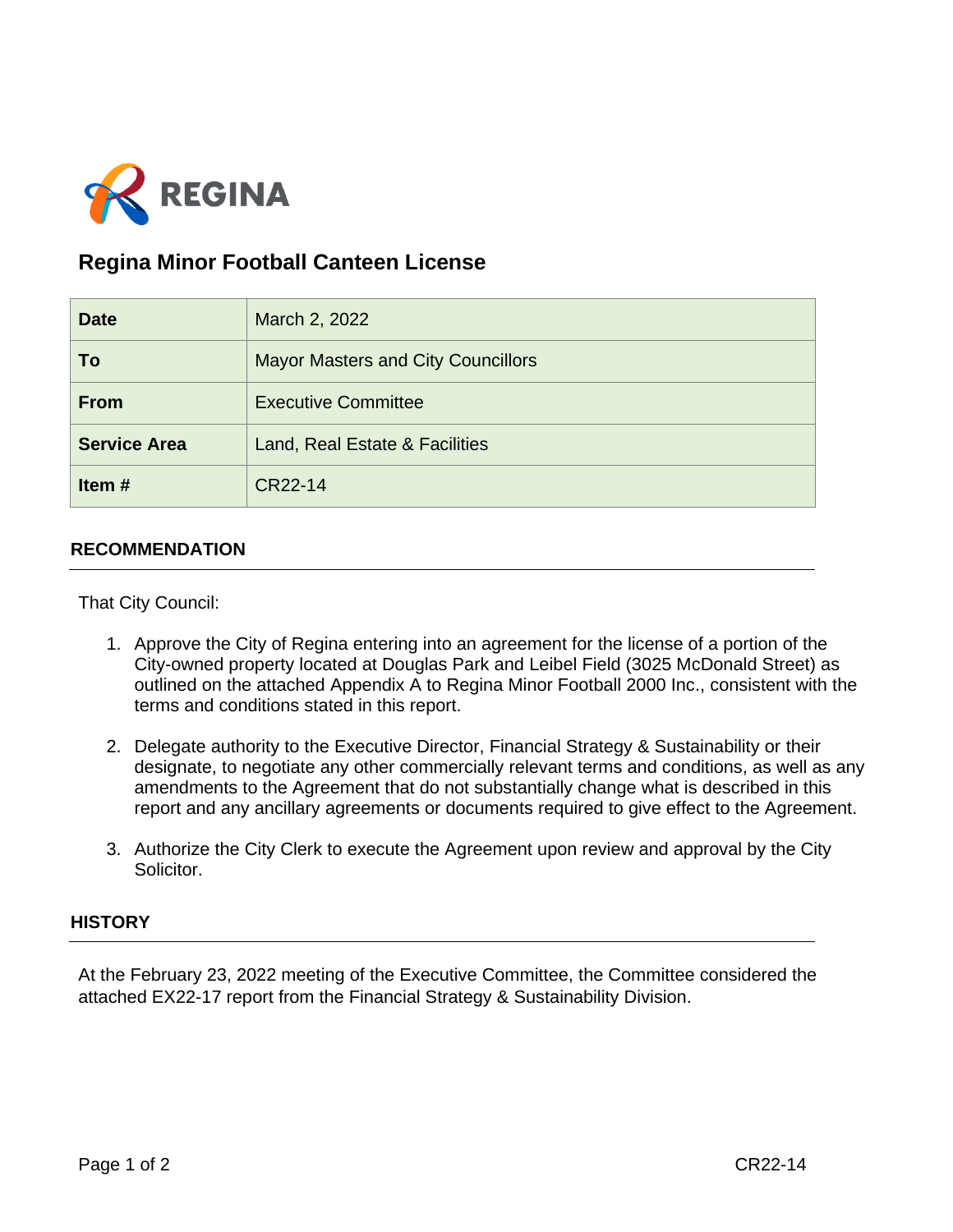REGINA

# Regina Minor Football Canteen License

| Date | March 2, 2022 |
| --- | --- |
| To | Mayor Masters and City Councillors |
| From | Executive Committee |
| Service Area | Land, Real Estate & Facilities |
| Item # | CR22-14 |

## RECOMMENDATION

That City Council:

1. Approve the City of Regina entering into an agreement for the license of a portion of the City-owned property located at Douglas Park and Leibel Field (3025 McDonald Street) as outlined on the attached Appendix A to Regina Minor Football 2000 Inc., consistent with the terms and conditions stated in this report.

2. Delegate authority to the Executive Director, Financial Strategy & Sustainability or their designate, to negotiate any other commercially relevant terms and conditions, as well as any amendments to the Agreement that do not substantially change what is described in this report and any ancillary agreements or documents required to give effect to the Agreement.

3. Authorize the City Clerk to execute the Agreement upon review and approval by the City Solicitor.

## HISTORY

At the February 23, 2022 meeting of the Executive Committee, the Committee considered the attached EX22-17 report from the Financial Strategy & Sustainability Division.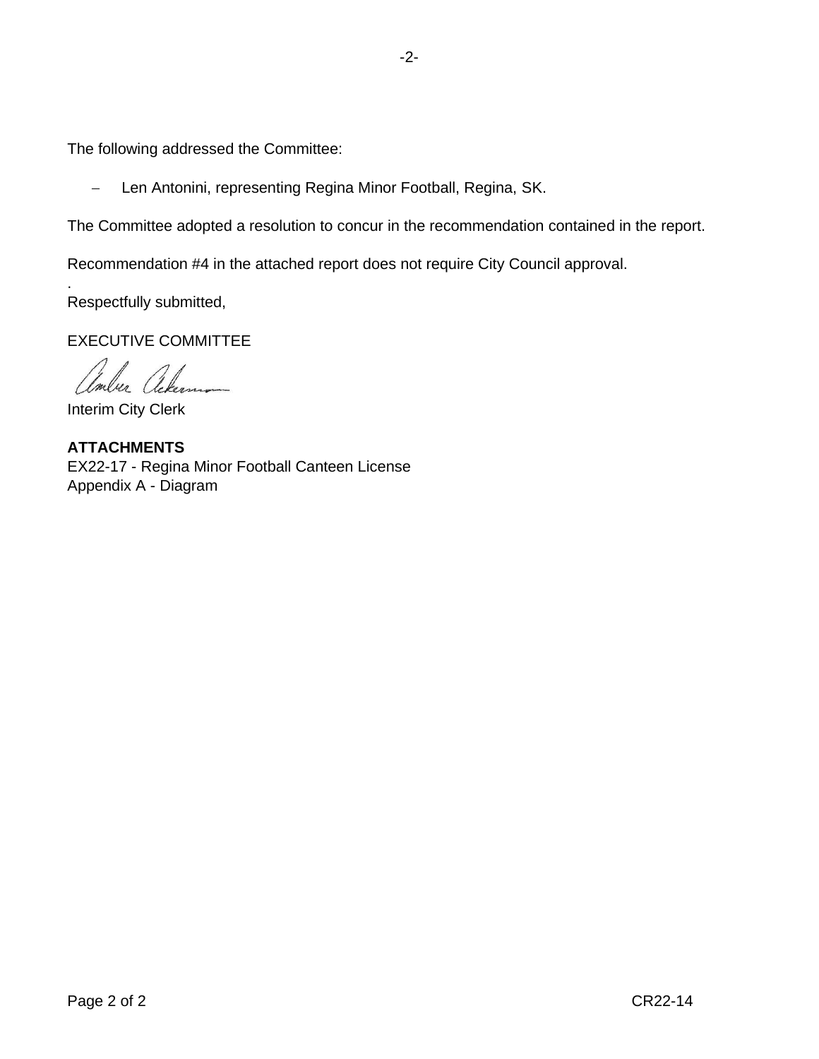The following addressed the Committee:

- Len Antonini, representing Regina Minor Football, Regina, SK.

The Committee adopted a resolution to concur in the recommendation contained in the report.

Recommendation #4 in the attached report does not require City Council approval.

Respectfully submitted,

EXECUTIVE COMMITTEE

Interim City Clerk

**ATTACHMENTS**
EX22-17 - Regina Minor Football Canteen License
Appendix A - Diagram